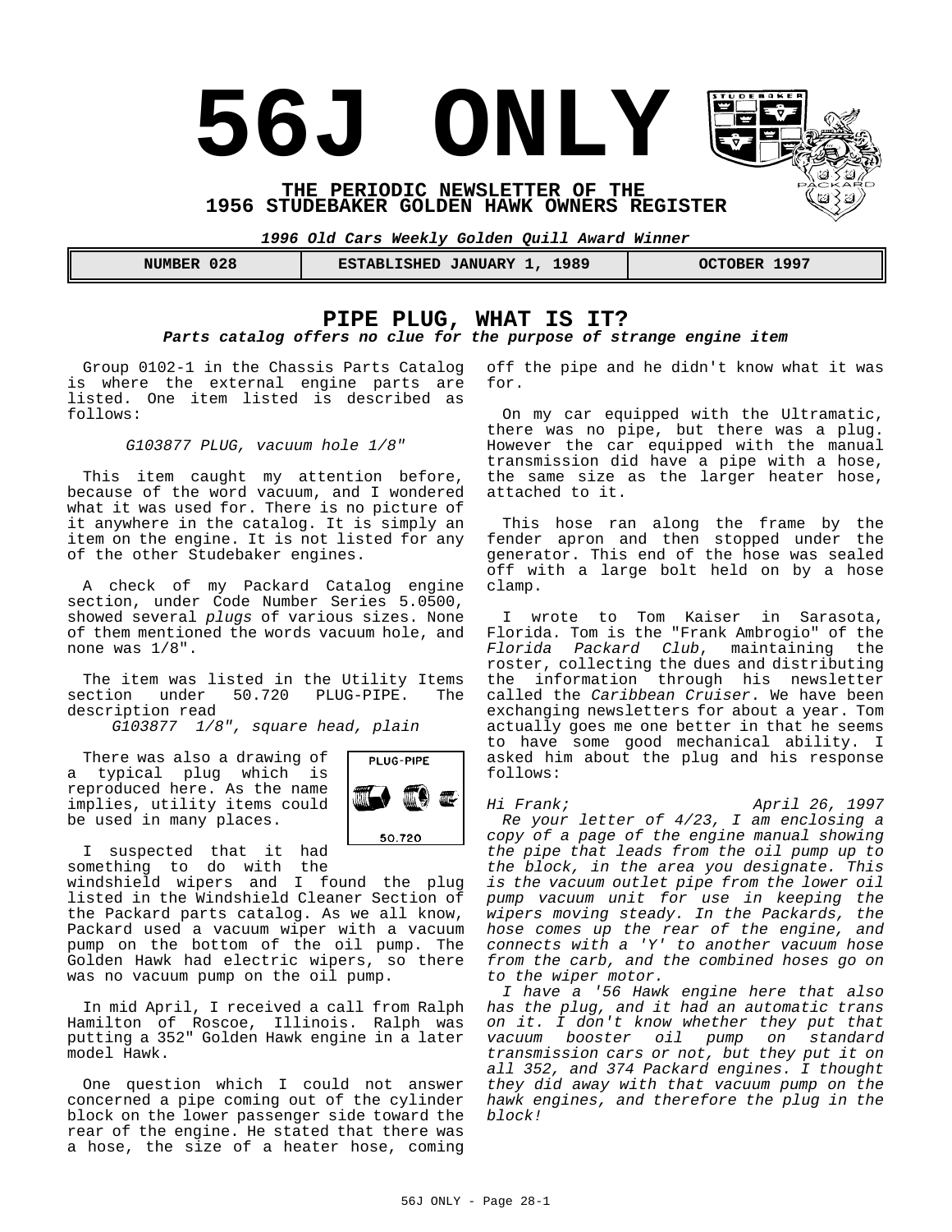# 56J ONLY

**THE PERIODIC NEWSLETTER OF THE 1956 STUDEBAKER GOLDEN HAWK OWNERS REGISTER**

***1996 Old Cars Weekly Golden Quill Award Winner***

| NUMBER 028 | ESTABLISHED JANUARY 1, 1989 | OCTOBER 1997 |
|---|---|---|

## PIPE PLUG, WHAT IS IT?

***Parts catalog offers no clue for the purpose of strange engine item***

Group 0102-1 in the Chassis Parts Catalog is where the external engine parts are listed. One item listed is described as follows:

*G103877 PLUG, vacuum hole 1/8"*

This item caught my attention before, because of the word vacuum, and I wondered what it was used for. There is no picture of it anywhere in the catalog. It is simply an item on the engine. It is not listed for any of the other Studebaker engines.

A check of my Packard Catalog engine section, under Code Number Series 5.0500, showed several *plugs* of various sizes. None of them mentioned the words vacuum hole, and none was 1/8".

The item was listed in the Utility Items section under 50.720 PLUG-PIPE. The description read

*G103877 1/8", square head, plain*

There was also a drawing of a typical plug which is reproduced here. As the name implies, utility items could be used in many places.

PLUG-PIPE

50.720

I suspected that it had something to do with the windshield wipers and I found the plug listed in the Windshield Cleaner Section of the Packard parts catalog. As we all know, Packard used a vacuum wiper with a vacuum pump on the bottom of the oil pump. The Golden Hawk had electric wipers, so there was no vacuum pump on the oil pump.

In mid April, I received a call from Ralph Hamilton of Roscoe, Illinois. Ralph was putting a 352" Golden Hawk engine in a later model Hawk.

One question which I could not answer concerned a pipe coming out of the cylinder block on the lower passenger side toward the rear of the engine. He stated that there was a hose, the size of a heater hose, coming off the pipe and he didn't know what it was for.

On my car equipped with the Ultramatic, there was no pipe, but there was a plug. However the car equipped with the manual transmission did have a pipe with a hose, the same size as the larger heater hose, attached to it.

This hose ran along the frame by the fender apron and then stopped under the generator. This end of the hose was sealed off with a large bolt held on by a hose clamp.

I wrote to Tom Kaiser in Sarasota, Florida. Tom is the "Frank Ambrogio" of the *Florida Packard Club*, maintaining the roster, collecting the dues and distributing the information through his newsletter called the *Caribbean Cruiser*. We have been exchanging newsletters for about a year. Tom actually goes me one better in that he seems to have some good mechanical ability. I asked him about the plug and his response follows:

*Hi Frank; April 26, 1997*

*Re your letter of 4/23, I am enclosing a copy of a page of the engine manual showing the pipe that leads from the oil pump up to the block, in the area you designate. This is the vacuum outlet pipe from the lower oil pump vacuum unit for use in keeping the wipers moving steady. In the Packards, the hose comes up the rear of the engine, and connects with a 'Y' to another vacuum hose from the carb, and the combined hoses go on to the wiper motor.*

*I have a '56 Hawk engine here that also has the plug, and it had an automatic trans on it. I don't know whether they put that vacuum booster oil pump on standard transmission cars or not, but they put it on all 352, and 374 Packard engines. I thought they did away with that vacuum pump on the hawk engines, and therefore the plug in the block!*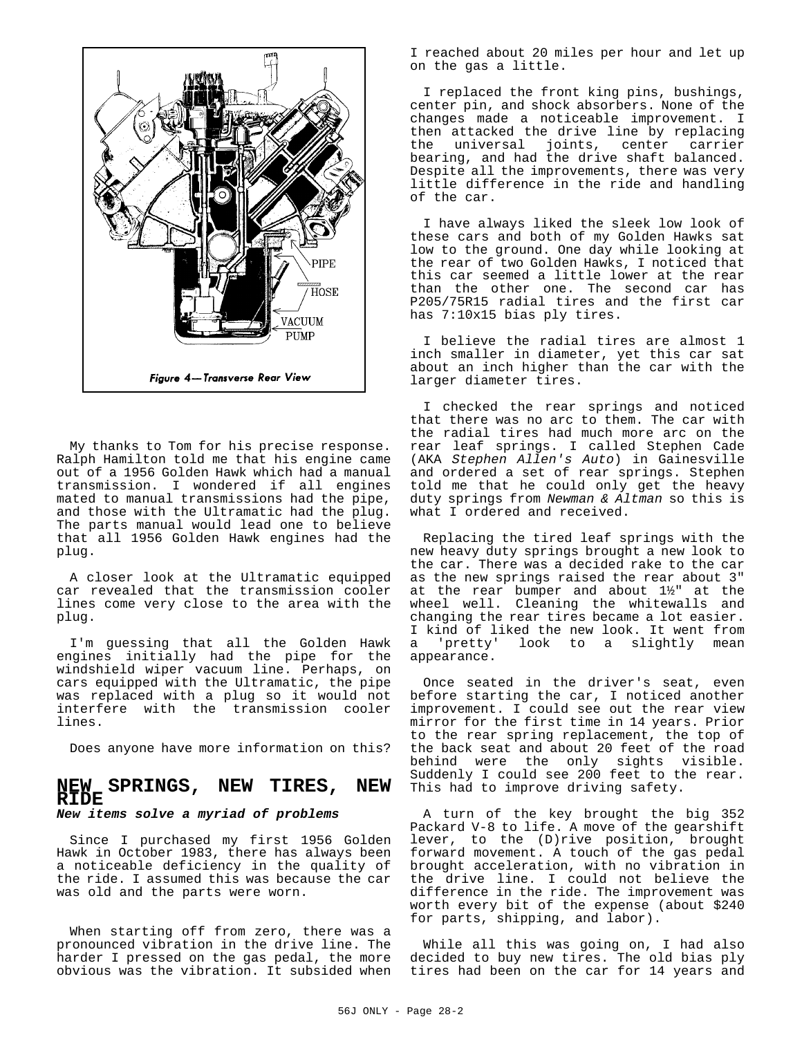Figure 4—Transverse Rear View

My thanks to Tom for his precise response. Ralph Hamilton told me that his engine came out of a 1956 Golden Hawk which had a manual transmission. I wondered if all engines mated to manual transmissions had the pipe, and those with the Ultramatic had the plug. The parts manual would lead one to believe that all 1956 Golden Hawk engines had the plug.

A closer look at the Ultramatic equipped car revealed that the transmission cooler lines come very close to the area with the plug.

I'm guessing that all the Golden Hawk engines initially had the pipe for the windshield wiper vacuum line. Perhaps, on cars equipped with the Ultramatic, the pipe was replaced with a plug so it would not interfere with the transmission cooler lines.

Does anyone have more information on this?

## NEW SPRINGS, NEW TIRES, NEW RIDE

***New items solve a myriad of problems***

Since I purchased my first 1956 Golden Hawk in October 1983, there has always been a noticeable deficiency in the quality of the ride. I assumed this was because the car was old and the parts were worn.

When starting off from zero, there was a pronounced vibration in the drive line. The harder I pressed on the gas pedal, the more obvious was the vibration. It subsided when I reached about 20 miles per hour and let up on the gas a little.

I replaced the front king pins, bushings, center pin, and shock absorbers. None of the changes made a noticeable improvement. I then attacked the drive line by replacing the universal joints, center carrier bearing, and had the drive shaft balanced. Despite all the improvements, there was very little difference in the ride and handling of the car.

I have always liked the sleek low look of these cars and both of my Golden Hawks sat low to the ground. One day while looking at the rear of two Golden Hawks, I noticed that this car seemed a little lower at the rear than the other one. The second car has P205/75R15 radial tires and the first car has 7:10x15 bias ply tires.

I believe the radial tires are almost 1 inch smaller in diameter, yet this car sat about an inch higher than the car with the larger diameter tires.

I checked the rear springs and noticed that there was no arc to them. The car with the radial tires had much more arc on the rear leaf springs. I called Stephen Cade (AKA *Stephen Allen's Auto*) in Gainesville and ordered a set of rear springs. Stephen told me that he could only get the heavy duty springs from *Newman & Altman* so this is what I ordered and received.

Replacing the tired leaf springs with the new heavy duty springs brought a new look to the car. There was a decided rake to the car as the new springs raised the rear about 3" at the rear bumper and about 1½" at the wheel well. Cleaning the whitewalls and changing the rear tires became a lot easier. I kind of liked the new look. It went from a 'pretty' look to a slightly mean appearance.

Once seated in the driver's seat, even before starting the car, I noticed another improvement. I could see out the rear view mirror for the first time in 14 years. Prior to the rear spring replacement, the top of the back seat and about 20 feet of the road behind were the only sights visible. Suddenly I could see 200 feet to the rear. This had to improve driving safety.

A turn of the key brought the big 352 Packard V-8 to life. A move of the gearshift lever, to the (D)rive position, brought forward movement. A touch of the gas pedal brought acceleration, with no vibration in the drive line. I could not believe the difference in the ride. The improvement was worth every bit of the expense (about $240 for parts, shipping, and labor).

While all this was going on, I had also decided to buy new tires. The old bias ply tires had been on the car for 14 years and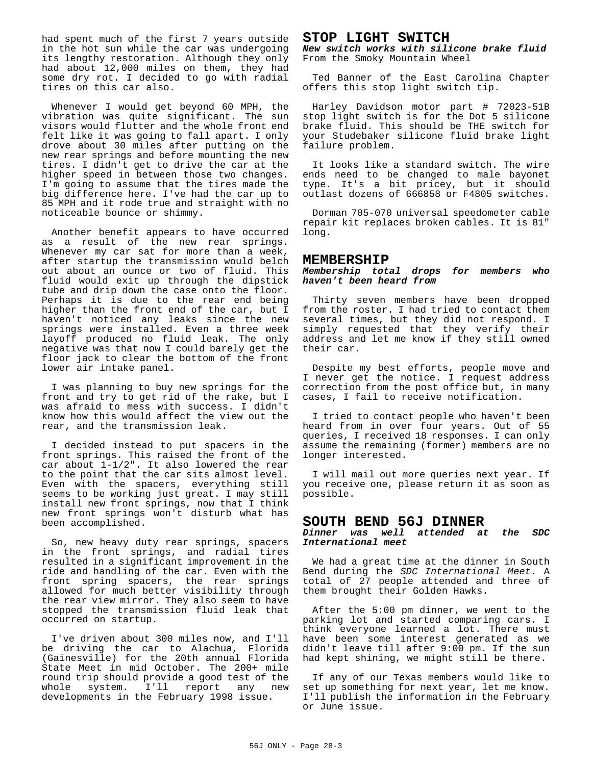had spent much of the first 7 years outside in the hot sun while the car was undergoing its lengthy restoration. Although they only had about 12,000 miles on them, they had some dry rot. I decided to go with radial tires on this car also.

Whenever I would get beyond 60 MPH, the vibration was quite significant. The sun visors would flutter and the whole front end felt like it was going to fall apart. I only drove about 30 miles after putting on the new rear springs and before mounting the new tires. I didn't get to drive the car at the higher speed in between those two changes. I'm going to assume that the tires made the big difference here. I've had the car up to 85 MPH and it rode true and straight with no noticeable bounce or shimmy.

Another benefit appears to have occurred as a result of the new rear springs. Whenever my car sat for more than a week, after startup the transmission would belch out about an ounce or two of fluid. This fluid would exit up through the dipstick tube and drip down the case onto the floor. Perhaps it is due to the rear end being higher than the front end of the car, but I haven't noticed any leaks since the new springs were installed. Even a three week layoff produced no fluid leak. The only negative was that now I could barely get the floor jack to clear the bottom of the front lower air intake panel.

I was planning to buy new springs for the front and try to get rid of the rake, but I was afraid to mess with success. I didn't know how this would affect the view out the rear, and the transmission leak.

I decided instead to put spacers in the front springs. This raised the front of the car about 1-1/2". It also lowered the rear to the point that the car sits almost level. Even with the spacers, everything still seems to be working just great. I may still install new front springs, now that I think new front springs won't disturb what has been accomplished.

So, new heavy duty rear springs, spacers in the front springs, and radial tires resulted in a significant improvement in the ride and handling of the car. Even with the front spring spacers, the rear springs allowed for much better visibility through the rear view mirror. They also seem to have stopped the transmission fluid leak that occurred on startup.

I've driven about 300 miles now, and I'll be driving the car to Alachua, Florida (Gainesville) for the 20th annual Florida State Meet in mid October. The 200+ mile round trip should provide a good test of the whole system. I'll report any new developments in the February 1998 issue.

## STOP LIGHT SWITCH

***New switch works with silicone brake fluid***
From the Smoky Mountain Wheel

Ted Banner of the East Carolina Chapter offers this stop light switch tip.

Harley Davidson motor part # 72023-51B stop light switch is for the Dot 5 silicone brake fluid. This should be THE switch for your Studebaker silicone fluid brake light failure problem.

It looks like a standard switch. The wire ends need to be changed to male bayonet type. It's a bit pricey, but it should outlast dozens of 666858 or F4805 switches.

Dorman 705-070 universal speedometer cable repair kit replaces broken cables. It is 81" long.

## MEMBERSHIP

***Membership total drops for members who haven't been heard from***

Thirty seven members have been dropped from the roster. I had tried to contact them several times, but they did not respond. I simply requested that they verify their address and let me know if they still owned their car.

Despite my best efforts, people move and I never get the notice. I request address correction from the post office but, in many cases, I fail to receive notification.

I tried to contact people who haven't been heard from in over four years. Out of 55 queries, I received 18 responses. I can only assume the remaining (former) members are no longer interested.

I will mail out more queries next year. If you receive one, please return it as soon as possible.

## SOUTH BEND 56J DINNER

***Dinner was well attended at the SDC International meet***

We had a great time at the dinner in South Bend during the *SDC International Meet*. A total of 27 people attended and three of them brought their Golden Hawks.

After the 5:00 pm dinner, we went to the parking lot and started comparing cars. I think everyone learned a lot. There must have been some interest generated as we didn't leave till after 9:00 pm. If the sun had kept shining, we might still be there.

If any of our Texas members would like to set up something for next year, let me know. I'll publish the information in the February or June issue.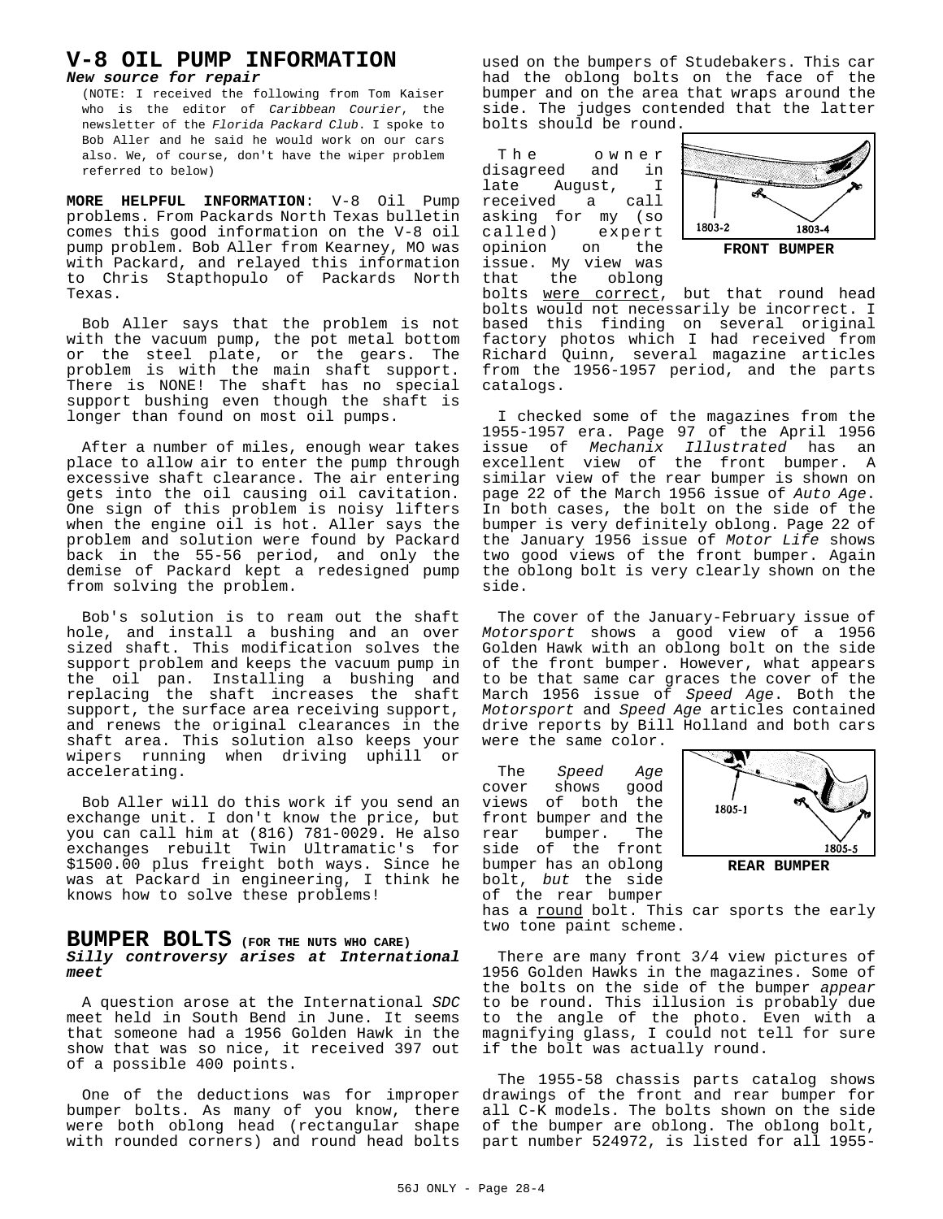# V-8 OIL PUMP INFORMATION

***New source for repair***

(NOTE: I received the following from Tom Kaiser who is the editor of *Caribbean Courier*, the newsletter of the *Florida Packard Club*. I spoke to Bob Aller and he said he would work on our cars also. We, of course, don't have the wiper problem referred to below)

**MORE HELPFUL INFORMATION**: V-8 Oil Pump problems. From Packards North Texas bulletin comes this good information on the V-8 oil pump problem. Bob Aller from Kearney, MO was with Packard, and relayed this information to Chris Stapthopulo of Packards North Texas.

Bob Aller says that the problem is not with the vacuum pump, the pot metal bottom or the steel plate, or the gears. The problem is with the main shaft support. There is NONE! The shaft has no special support bushing even though the shaft is longer than found on most oil pumps.

After a number of miles, enough wear takes place to allow air to enter the pump through excessive shaft clearance. The air entering gets into the oil causing oil cavitation. One sign of this problem is noisy lifters when the engine oil is hot. Aller says the problem and solution were found by Packard back in the 55-56 period, and only the demise of Packard kept a redesigned pump from solving the problem.

Bob's solution is to ream out the shaft hole, and install a bushing and an over sized shaft. This modification solves the support problem and keeps the vacuum pump in the oil pan. Installing a bushing and replacing the shaft increases the shaft support, the surface area receiving support, and renews the original clearances in the shaft area. This solution also keeps your wipers running when driving uphill or accelerating.

Bob Aller will do this work if you send an exchange unit. I don't know the price, but you can call him at (816) 781-0029. He also exchanges rebuilt Twin Ultramatic's for $1500.00 plus freight both ways. Since he was at Packard in engineering, I think he knows how to solve these problems!

# BUMPER BOLTS (FOR THE NUTS WHO CARE)

***Silly controversy arises at International meet***

A question arose at the International *SDC* meet held in South Bend in June. It seems that someone had a 1956 Golden Hawk in the show that was so nice, it received 397 out of a possible 400 points.

One of the deductions was for improper bumper bolts. As many of you know, there were both oblong head (rectangular shape with rounded corners) and round head bolts used on the bumpers of Studebakers. This car had the oblong bolts on the face of the bumper and on the area that wraps around the side. The judges contended that the latter bolts should be round.

The owner disagreed and in late August, I received a call asking for my (so called) expert opinion on the issue. My view was that the oblong bolts were correct, but that round head bolts would not necessarily be incorrect. I based this finding on several original factory photos which I had received from Richard Quinn, several magazine articles from the 1956-1957 period, and the parts catalogs.

1803-2 1803-4

**FRONT BUMPER**

I checked some of the magazines from the 1955-1957 era. Page 97 of the April 1956 issue of *Mechanix Illustrated* has an excellent view of the front bumper. A similar view of the rear bumper is shown on page 22 of the March 1956 issue of *Auto Age*. In both cases, the bolt on the side of the bumper is very definitely oblong. Page 22 of the January 1956 issue of *Motor Life* shows two good views of the front bumper. Again the oblong bolt is very clearly shown on the side.

The cover of the January-February issue of *Motorsport* shows a good view of a 1956 Golden Hawk with an oblong bolt on the side of the front bumper. However, what appears to be that same car graces the cover of the March 1956 issue of *Speed Age*. Both the *Motorsport* and *Speed Age* articles contained drive reports by Bill Holland and both cars were the same color.

The *Speed Age* cover shows good views of both the front bumper and the rear bumper. The side of the front bumper has an oblong bolt, *but* the side of the rear bumper has a round bolt. This car sports the early two tone paint scheme.

1805-1 1805-5

**REAR BUMPER**

There are many front 3/4 view pictures of 1956 Golden Hawks in the magazines. Some of the bolts on the side of the bumper *appear* to be round. This illusion is probably due to the angle of the photo. Even with a magnifying glass, I could not tell for sure if the bolt was actually round.

The 1955-58 chassis parts catalog shows drawings of the front and rear bumper for all C-K models. The bolts shown on the side of the bumper are oblong. The oblong bolt, part number 524972, is listed for all 1955-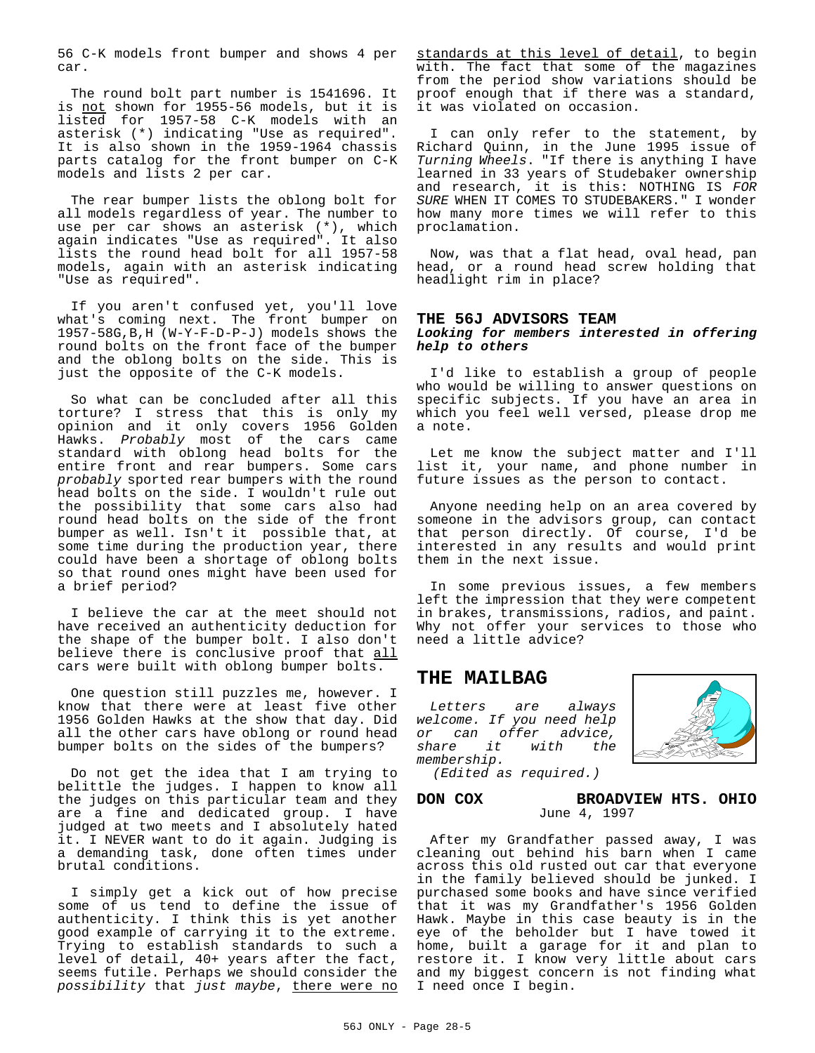56 C-K models front bumper and shows 4 per car.

The round bolt part number is 1541696. It is not shown for 1955-56 models, but it is listed for 1957-58 C-K models with an asterisk (*) indicating "Use as required". It is also shown in the 1959-1964 chassis parts catalog for the front bumper on C-K models and lists 2 per car.

The rear bumper lists the oblong bolt for all models regardless of year. The number to use per car shows an asterisk (*), which again indicates "Use as required". It also lists the round head bolt for all 1957-58 models, again with an asterisk indicating "Use as required".

If you aren't confused yet, you'll love what's coming next. The front bumper on 1957-58G,B,H (W-Y-F-D-P-J) models shows the round bolts on the front face of the bumper and the oblong bolts on the side. This is just the opposite of the C-K models.

So what can be concluded after all this torture? I stress that this is only my opinion and it only covers 1956 Golden Hawks. *Probably* most of the cars came standard with oblong head bolts for the entire front and rear bumpers. Some cars *probably* sported rear bumpers with the round head bolts on the side. I wouldn't rule out the possibility that some cars also had round head bolts on the side of the front bumper as well. Isn't it possible that, at some time during the production year, there could have been a shortage of oblong bolts so that round ones might have been used for a brief period?

I believe the car at the meet should not have received an authenticity deduction for the shape of the bumper bolt. I also don't believe there is conclusive proof that all cars were built with oblong bumper bolts.

One question still puzzles me, however. I know that there were at least five other 1956 Golden Hawks at the show that day. Did all the other cars have oblong or round head bumper bolts on the sides of the bumpers?

Do not get the idea that I am trying to belittle the judges. I happen to know all the judges on this particular team and they are a fine and dedicated group. I have judged at two meets and I absolutely hated it. I NEVER want to do it again. Judging is a demanding task, done often times under brutal conditions.

I simply get a kick out of how precise some of us tend to define the issue of authenticity. I think this is yet another good example of carrying it to the extreme. Trying to establish standards to such a level of detail, 40+ years after the fact, seems futile. Perhaps we should consider the *possibility* that *just maybe*, there were no standards at this level of detail, to begin with. The fact that some of the magazines from the period show variations should be proof enough that if there was a standard, it was violated on occasion.

I can only refer to the statement, by Richard Quinn, in the June 1995 issue of *Turning Wheels*. "If there is anything I have learned in 33 years of Studebaker ownership and research, it is this: NOTHING IS *FOR SURE* WHEN IT COMES TO STUDEBAKERS." I wonder how many more times we will refer to this proclamation.

Now, was that a flat head, oval head, pan head, or a round head screw holding that headlight rim in place?

### THE 56J ADVISORS TEAM

***Looking for members interested in offering help to others***

I'd like to establish a group of people who would be willing to answer questions on specific subjects. If you have an area in which you feel well versed, please drop me a note.

Let me know the subject matter and I'll list it, your name, and phone number in future issues as the person to contact.

Anyone needing help on an area covered by someone in the advisors group, can contact that person directly. Of course, I'd be interested in any results and would print them in the next issue.

In some previous issues, a few members left the impression that they were competent in brakes, transmissions, radios, and paint. Why not offer your services to those who need a little advice?

## THE MAILBAG

*Letters are always welcome. If you need help or can offer advice, share it with the membership.*
*(Edited as required.)*

**DON COX** **BROADVIEW HTS. OHIO**
June 4, 1997

After my Grandfather passed away, I was cleaning out behind his barn when I came across this old rusted out car that everyone in the family believed should be junked. I purchased some books and have since verified that it was my Grandfather's 1956 Golden Hawk. Maybe in this case beauty is in the eye of the beholder but I have towed it home, built a garage for it and plan to restore it. I know very little about cars and my biggest concern is not finding what I need once I begin.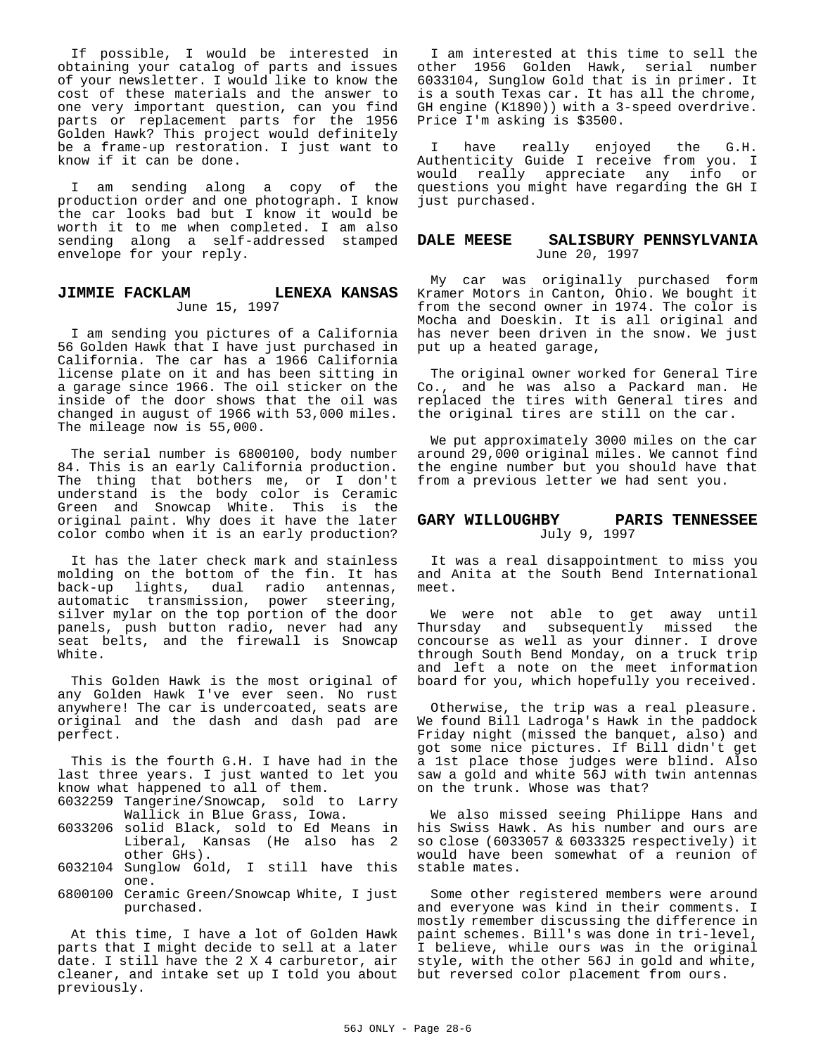If possible, I would be interested in obtaining your catalog of parts and issues of your newsletter. I would like to know the cost of these materials and the answer to one very important question, can you find parts or replacement parts for the 1956 Golden Hawk? This project would definitely be a frame-up restoration. I just want to know if it can be done.

I am sending along a copy of the production order and one photograph. I know the car looks bad but I know it would be worth it to me when completed. I am also sending along a self-addressed stamped envelope for your reply.

### JIMMIE FACKLAM LENEXA KANSAS

June 15, 1997

I am sending you pictures of a California 56 Golden Hawk that I have just purchased in California. The car has a 1966 California license plate on it and has been sitting in a garage since 1966. The oil sticker on the inside of the door shows that the oil was changed in august of 1966 with 53,000 miles. The mileage now is 55,000.

The serial number is 6800100, body number 84. This is an early California production. The thing that bothers me, or I don't understand is the body color is Ceramic Green and Snowcap White. This is the original paint. Why does it have the later color combo when it is an early production?

It has the later check mark and stainless molding on the bottom of the fin. It has back-up lights, dual radio antennas, automatic transmission, power steering, silver mylar on the top portion of the door panels, push button radio, never had any seat belts, and the firewall is Snowcap White.

This Golden Hawk is the most original of any Golden Hawk I've ever seen. No rust anywhere! The car is undercoated, seats are original and the dash and dash pad are perfect.

This is the fourth G.H. I have had in the last three years. I just wanted to let you know what happened to all of them.

- 6032259 Tangerine/Snowcap, sold to Larry Wallick in Blue Grass, Iowa.
- 6033206 solid Black, sold to Ed Means in Liberal, Kansas (He also has 2 other GHs).
- 6032104 Sunglow Gold, I still have this one.
- 6800100 Ceramic Green/Snowcap White, I just purchased.

At this time, I have a lot of Golden Hawk parts that I might decide to sell at a later date. I still have the 2 X 4 carburetor, air cleaner, and intake set up I told you about previously.

I am interested at this time to sell the other 1956 Golden Hawk, serial number 6033104, Sunglow Gold that is in primer. It is a south Texas car. It has all the chrome, GH engine (K1890)) with a 3-speed overdrive. Price I'm asking is $3500.

I have really enjoyed the G.H. Authenticity Guide I receive from you. I would really appreciate any info or questions you might have regarding the GH I just purchased.

### DALE MEESE SALISBURY PENNSYLVANIA

June 20, 1997

My car was originally purchased form Kramer Motors in Canton, Ohio. We bought it from the second owner in 1974. The color is Mocha and Doeskin. It is all original and has never been driven in the snow. We just put up a heated garage,

The original owner worked for General Tire Co., and he was also a Packard man. He replaced the tires with General tires and the original tires are still on the car.

We put approximately 3000 miles on the car around 29,000 original miles. We cannot find the engine number but you should have that from a previous letter we had sent you.

### GARY WILLOUGHBY PARIS TENNESSEE

July 9, 1997

It was a real disappointment to miss you and Anita at the South Bend International meet.

We were not able to get away until Thursday and subsequently missed the concourse as well as your dinner. I drove through South Bend Monday, on a truck trip and left a note on the meet information board for you, which hopefully you received.

Otherwise, the trip was a real pleasure. We found Bill Ladroga's Hawk in the paddock Friday night (missed the banquet, also) and got some nice pictures. If Bill didn't get a 1st place those judges were blind. Also saw a gold and white 56J with twin antennas on the trunk. Whose was that?

We also missed seeing Philippe Hans and his Swiss Hawk. As his number and ours are so close (6033057 & 6033325 respectively) it would have been somewhat of a reunion of stable mates.

Some other registered members were around and everyone was kind in their comments. I mostly remember discussing the difference in paint schemes. Bill's was done in tri-level, I believe, while ours was in the original style, with the other 56J in gold and white, but reversed color placement from ours.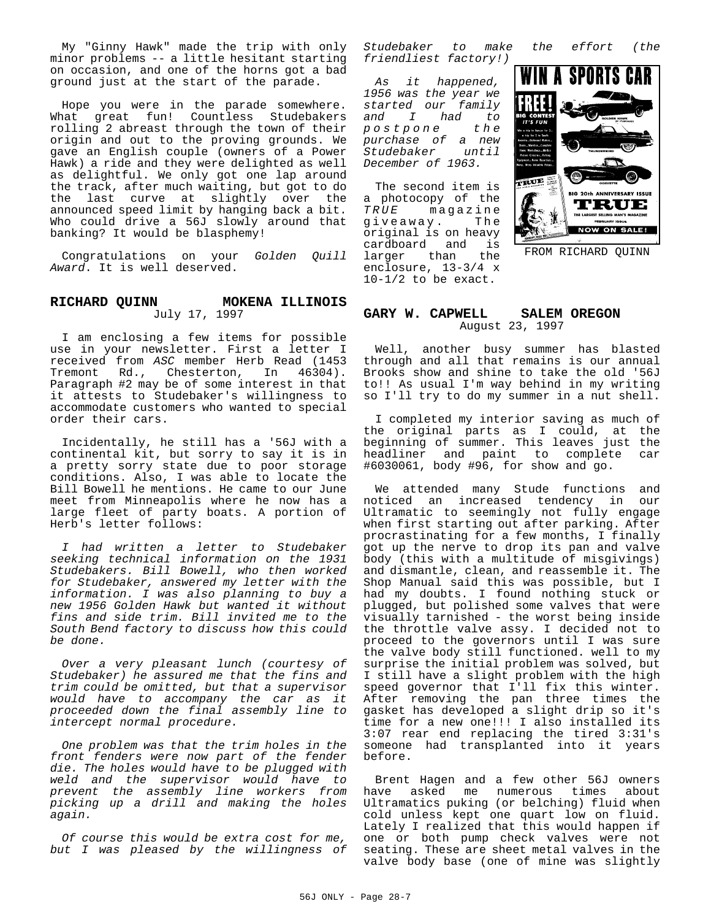My "Ginny Hawk" made the trip with only minor problems -- a little hesitant starting on occasion, and one of the horns got a bad ground just at the start of the parade.

Hope you were in the parade somewhere. What great fun! Countless Studebakers rolling 2 abreast through the town of their origin and out to the proving grounds. We gave an English couple (owners of a Power Hawk) a ride and they were delighted as well as delightful. We only got one lap around the track, after much waiting, but got to do the last curve at slightly over the announced speed limit by hanging back a bit. Who could drive a 56J slowly around that banking? It would be blasphemy!

Congratulations on your *Golden Quill Award*. It is well deserved.

## RICHARD QUINN — MOKENA ILLINOIS

July 17, 1997

I am enclosing a few items for possible use in your newsletter. First a letter I received from *ASC* member Herb Read (1453 Tremont Rd., Chesterton, In 46304). Paragraph #2 may be of some interest in that it attests to Studebaker's willingness to accommodate customers who wanted to special order their cars.

Incidentally, he still has a '56J with a continental kit, but sorry to say it is in a pretty sorry state due to poor storage conditions. Also, I was able to locate the Bill Bowell he mentions. He came to our June meet from Minneapolis where he now has a large fleet of party boats. A portion of Herb's letter follows:

*I had written a letter to Studebaker seeking technical information on the 1931 Studebakers. Bill Bowell, who then worked for Studebaker, answered my letter with the information. I was also planning to buy a new 1956 Golden Hawk but wanted it without fins and side trim. Bill invited me to the South Bend factory to discuss how this could be done.*

*Over a very pleasant lunch (courtesy of Studebaker) he assured me that the fins and trim could be omitted, but that a supervisor would have to accompany the car as it proceeded down the final assembly line to intercept normal procedure.*

*One problem was that the trim holes in the front fenders were now part of the fender die. The holes would have to be plugged with weld and the supervisor would have to prevent the assembly line workers from picking up a drill and making the holes again.*

*Of course this would be extra cost for me, but I was pleased by the willingness of Studebaker to make the effort (the friendliest factory!)*

*As it happened, 1956 was the year we started our family and I had to postpone the purchase of a new Studebaker until December of 1963.*

The second item is a photocopy of the *TRUE* magazine giveaway. The original is on heavy cardboard and is larger than the enclosure, 13-3/4 x 10-1/2 to be exact.

FROM RICHARD QUINN

## GARY W. CAPWELL — SALEM OREGON

August 23, 1997

Well, another busy summer has blasted through and all that remains is our annual Brooks show and shine to take the old '56J to!! As usual I'm way behind in my writing so I'll try to do my summer in a nut shell.

I completed my interior saving as much of the original parts as I could, at the beginning of summer. This leaves just the headliner and paint to complete car #6030061, body #96, for show and go.

We attended many Stude functions and noticed an increased tendency in our Ultramatic to seemingly not fully engage when first starting out after parking. After procrastinating for a few months, I finally got up the nerve to drop its pan and valve body (this with a multitude of misgivings) and dismantle, clean, and reassemble it. The Shop Manual said this was possible, but I had my doubts. I found nothing stuck or plugged, but polished some valves that were visually tarnished - the worst being inside the throttle valve assy. I decided not to proceed to the governors until I was sure the valve body still functioned. well to my surprise the initial problem was solved, but I still have a slight problem with the high speed governor that I'll fix this winter. After removing the pan three times the gasket has developed a slight drip so it's time for a new one!!! I also installed its 3:07 rear end replacing the tired 3:31's someone had transplanted into it years before.

Brent Hagen and a few other 56J owners have asked me numerous times about Ultramatics puking (or belching) fluid when cold unless kept one quart low on fluid. Lately I realized that this would happen if one or both pump check valves were not seating. These are sheet metal valves in the valve body base (one of mine was slightly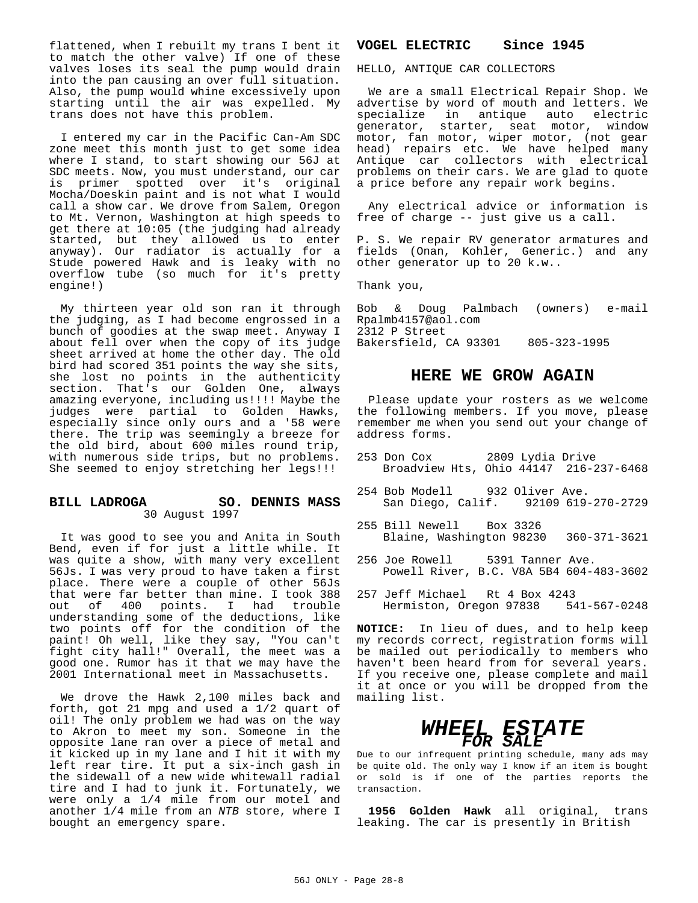flattened, when I rebuilt my trans I bent it to match the other valve) If one of these valves loses its seal the pump would drain into the pan causing an over full situation. Also, the pump would whine excessively upon starting until the air was expelled. My trans does not have this problem.

I entered my car in the Pacific Can-Am SDC zone meet this month just to get some idea where I stand, to start showing our 56J at SDC meets. Now, you must understand, our car is primer spotted over it's original Mocha/Doeskin paint and is not what I would call a show car. We drove from Salem, Oregon to Mt. Vernon, Washington at high speeds to get there at 10:05 (the judging had already started, but they allowed us to enter anyway). Our radiator is actually for a Stude powered Hawk and is leaky with no overflow tube (so much for it's pretty engine!)

My thirteen year old son ran it through the judging, as I had become engrossed in a bunch of goodies at the swap meet. Anyway I about fell over when the copy of its judge sheet arrived at home the other day. The old bird had scored 351 points the way she sits, she lost no points in the authenticity section. That's our Golden One, always amazing everyone, including us!!!! Maybe the judges were partial to Golden Hawks, especially since only ours and a '58 were there. The trip was seemingly a breeze for the old bird, about 600 miles round trip, with numerous side trips, but no problems. She seemed to enjoy stretching her legs!!!

## BILL LADROGA — SO. DENNIS MASS

30 August 1997

It was good to see you and Anita in South Bend, even if for just a little while. It was quite a show, with many very excellent 56Js. I was very proud to have taken a first place. There were a couple of other 56Js that were far better than mine. I took 388 out of 400 points. I had trouble understanding some of the deductions, like two points off for the condition of the paint! Oh well, like they say, "You can't fight city hall!" Overall, the meet was a good one. Rumor has it that we may have the 2001 International meet in Massachusetts.

We drove the Hawk 2,100 miles back and forth, got 21 mpg and used a 1/2 quart of oil! The only problem we had was on the way to Akron to meet my son. Someone in the opposite lane ran over a piece of metal and it kicked up in my lane and I hit it with my left rear tire. It put a six-inch gash in the sidewall of a new wide whitewall radial tire and I had to junk it. Fortunately, we were only a 1/4 mile from our motel and another 1/4 mile from an *NTB* store, where I bought an emergency spare.

## VOGEL ELECTRIC — Since 1945

HELLO, ANTIQUE CAR COLLECTORS

We are a small Electrical Repair Shop. We advertise by word of mouth and letters. We specialize in antique auto electric generator, starter, seat motor, window motor, fan motor, wiper motor, (not gear head) repairs etc. We have helped many Antique car collectors with electrical problems on their cars. We are glad to quote a price before any repair work begins.

Any electrical advice or information is free of charge -- just give us a call.

P. S. We repair RV generator armatures and fields (Onan, Kohler, Generic.) and any other generator up to 20 k.w..

Thank you,

Bob & Doug Palmbach (owners) e-mail Rpalmb4157@aol.com
2312 P Street
Bakersfield, CA 93301 805-323-1995

## HERE WE GROW AGAIN

Please update your rosters as we welcome the following members. If you move, please remember me when you send out your change of address forms.

253 Don Cox 2809 Lydia Drive
Broadview Hts, Ohio 44147 216-237-6468

254 Bob Modell 932 Oliver Ave.
San Diego, Calif. 92109 619-270-2729

255 Bill Newell Box 3326
Blaine, Washington 98230 360-371-3621

256 Joe Rowell 5391 Tanner Ave.
Powell River, B.C. V8A 5B4 604-483-3602

257 Jeff Michael Rt 4 Box 4243
Hermiston, Oregon 97838 541-567-0248

**NOTICE:** In lieu of dues, and to help keep my records correct, registration forms will be mailed out periodically to members who haven't been heard from for several years. If you receive one, please complete and mail it at once or you will be dropped from the mailing list.

## *WHEEL ESTATE FOR SALE*

Due to our infrequent printing schedule, many ads may be quite old. The only way I know if an item is bought or sold is if one of the parties reports the transaction.

**1956 Golden Hawk** all original, trans leaking. The car is presently in British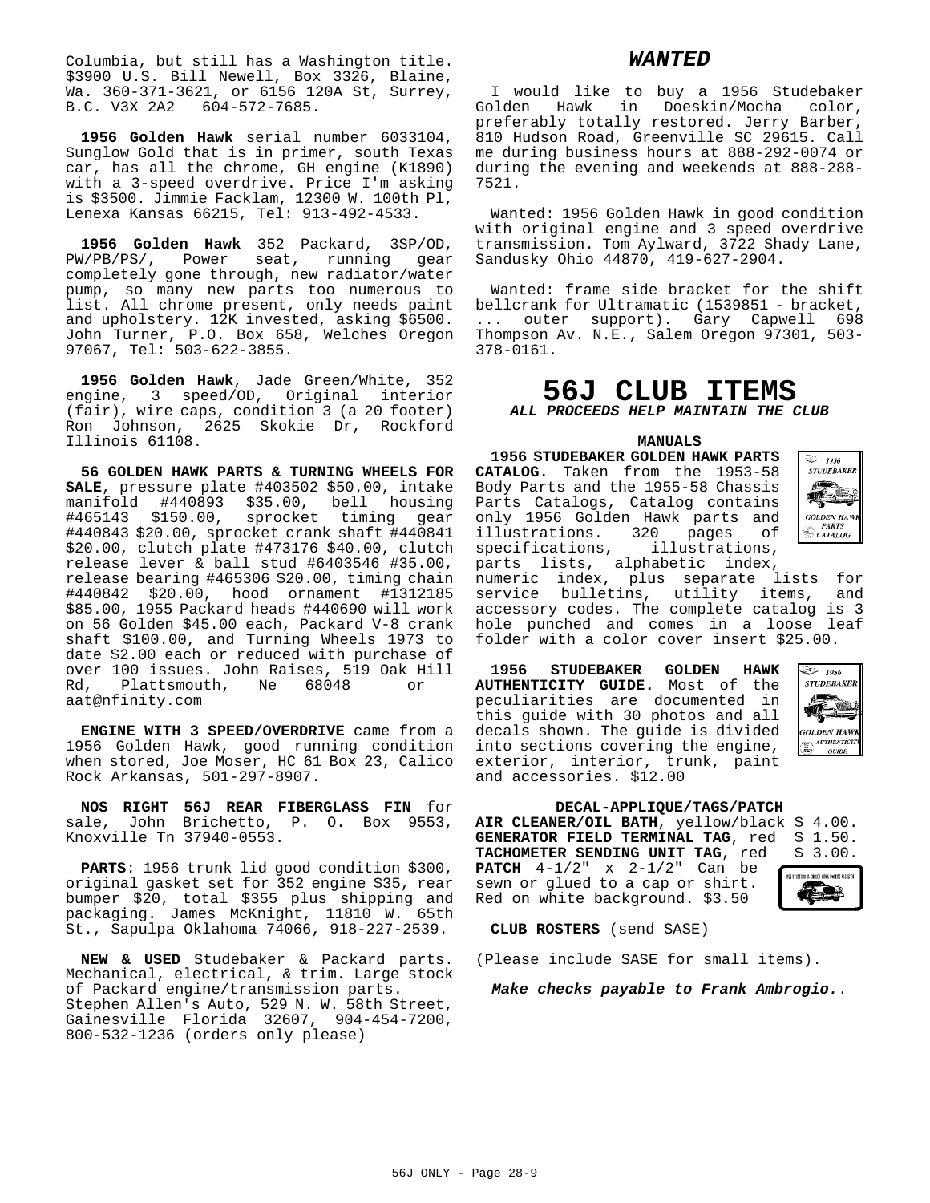Columbia, but still has a Washington title. $3900 U.S. Bill Newell, Box 3326, Blaine, Wa. 360-371-3621, or 6156 120A St, Surrey, B.C. V3X 2A2 604-572-7685.

**1956 Golden Hawk** serial number 6033104, Sunglow Gold that is in primer, south Texas car, has all the chrome, GH engine (K1890) with a 3-speed overdrive. Price I'm asking is $3500. Jimmie Facklam, 12300 W. 100th Pl, Lenexa Kansas 66215, Tel: 913-492-4533.

**1956 Golden Hawk** 352 Packard, 3SP/OD, PW/PB/PS/, Power seat, running gear completely gone through, new radiator/water pump, so many new parts too numerous to list. All chrome present, only needs paint and upholstery. 12K invested, asking $6500. John Turner, P.O. Box 658, Welches Oregon 97067, Tel: 503-622-3855.

**1956 Golden Hawk**, Jade Green/White, 352 engine, 3 speed/OD, Original interior (fair), wire caps, condition 3 (a 20 footer) Ron Johnson, 2625 Skokie Dr, Rockford Illinois 61108.

**56 GOLDEN HAWK PARTS & TURNING WHEELS FOR SALE**, pressure plate #403502 $50.00, intake manifold #440893 $35.00, bell housing #465143 $150.00, sprocket timing gear #440843 $20.00, sprocket crank shaft #440841 $20.00, clutch plate #473176 $40.00, clutch release lever & ball stud #6403546 $35.00, release bearing #465306 $20.00, timing chain #440842 $20.00, hood ornament #1312185 $85.00, 1955 Packard heads #440690 will work on 56 Golden $45.00 each, Packard V-8 crank shaft $100.00, and Turning Wheels 1973 to date $2.00 each or reduced with purchase of over 100 issues. John Raises, 519 Oak Hill Rd, Plattsmouth, Ne 68048 or aat@nfinity.com

**ENGINE WITH 3 SPEED/OVERDRIVE** came from a 1956 Golden Hawk, good running condition when stored, Joe Moser, HC 61 Box 23, Calico Rock Arkansas, 501-297-8907.

**NOS RIGHT 56J REAR FIBERGLASS FIN** for sale, John Brichetto, P. O. Box 9553, Knoxville Tn 37940-0553.

**PARTS**: 1956 trunk lid good condition $300, original gasket set for 352 engine $35, rear bumper $20, total $355 plus shipping and packaging. James McKnight, 11810 W. 65th St., Sapulpa Oklahoma 74066, 918-227-2539.

**NEW & USED** Studebaker & Packard parts. Mechanical, electrical, & trim. Large stock of Packard engine/transmission parts.
Stephen Allen's Auto, 529 N. W. 58th Street, Gainesville Florida 32607, 904-454-7200, 800-532-1236 (orders only please)

## *WANTED*

I would like to buy a 1956 Studebaker Golden Hawk in Doeskin/Mocha color, preferably totally restored. Jerry Barber, 810 Hudson Road, Greenville SC 29615. Call me during business hours at 888-292-0074 or during the evening and weekends at 888-288-7521.

Wanted: 1956 Golden Hawk in good condition with original engine and 3 speed overdrive transmission. Tom Aylward, 3722 Shady Lane, Sandusky Ohio 44870, 419-627-2904.

Wanted: frame side bracket for the shift bellcrank for Ultramatic (1539851 - bracket, ... outer support). Gary Capwell 698 Thompson Av. N.E., Salem Oregon 97301, 503-378-0161.

# 56J CLUB ITEMS

***ALL PROCEEDS HELP MAINTAIN THE CLUB***

### MANUALS

**1956 STUDEBAKER GOLDEN HAWK PARTS CATALOG.** Taken from the 1953-58 Body Parts and the 1955-58 Chassis Parts Catalogs, Catalog contains only 1956 Golden Hawk parts and illustrations. 320 pages of specifications, illustrations, parts lists, alphabetic index, numeric index, plus separate lists for service bulletins, utility items, and accessory codes. The complete catalog is 3 hole punched and comes in a loose leaf folder with a color cover insert $25.00.

**1956 STUDEBAKER GOLDEN HAWK AUTHENTICITY GUIDE.** Most of the peculiarities are documented in this guide with 30 photos and all decals shown. The guide is divided into sections covering the engine, exterior, interior, trunk, paint and accessories. $12.00

### DECAL-APPLIQUE/TAGS/PATCH

**AIR CLEANER/OIL BATH**, yellow/black $ 4.00.
**GENERATOR FIELD TERMINAL TAG**, red $ 1.50.
**TACHOMETER SENDING UNIT TAG**, red $ 3.00.
**PATCH** 4-1/2" x 2-1/2" Can be sewn or glued to a cap or shirt. Red on white background. $3.50

**CLUB ROSTERS** (send SASE)

(Please include SASE for small items).

***Make checks payable to Frank Ambrogio.***.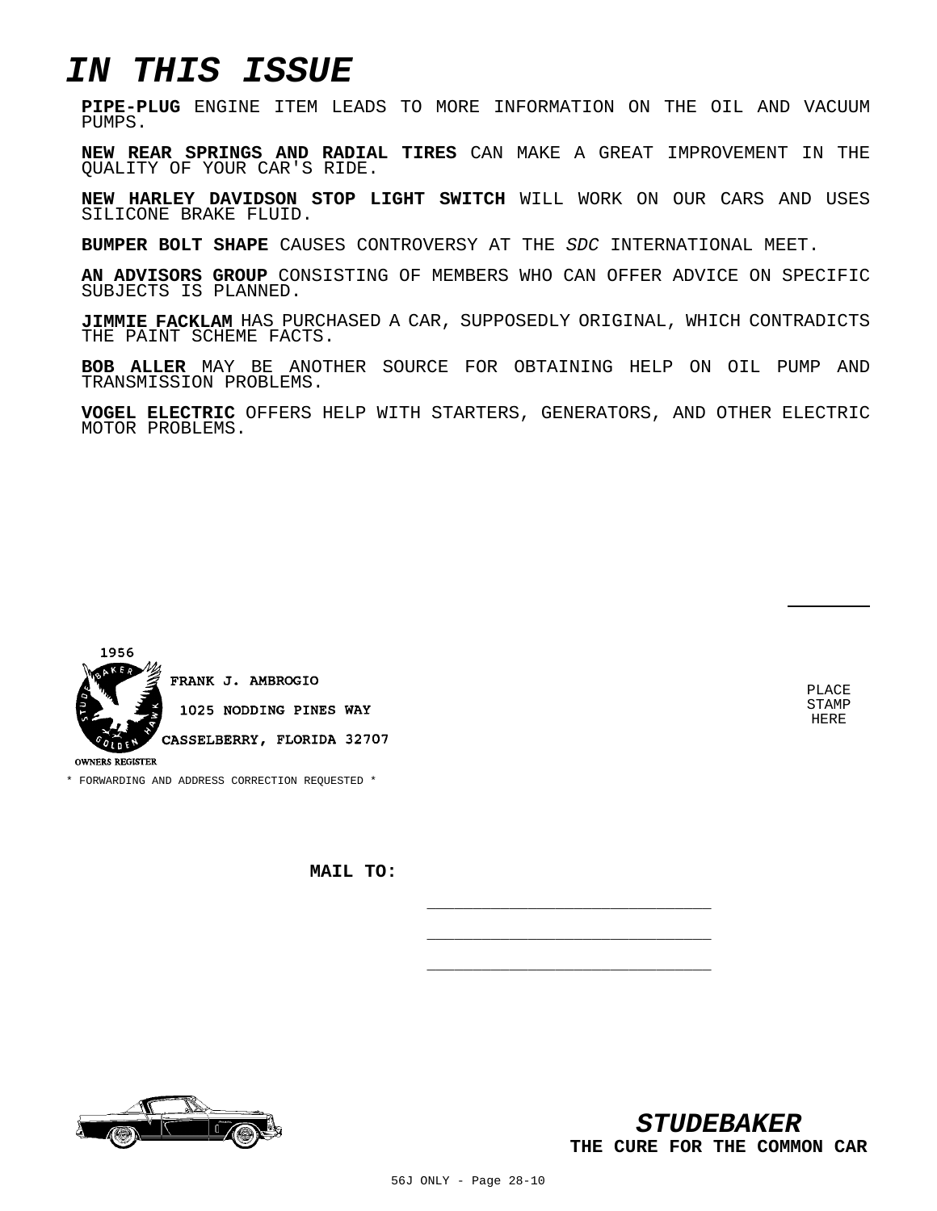# *IN THIS ISSUE*

**PIPE-PLUG** ENGINE ITEM LEADS TO MORE INFORMATION ON THE OIL AND VACUUM PUMPS.

**NEW REAR SPRINGS AND RADIAL TIRES** CAN MAKE A GREAT IMPROVEMENT IN THE QUALITY OF YOUR CAR'S RIDE.

**NEW HARLEY DAVIDSON STOP LIGHT SWITCH** WILL WORK ON OUR CARS AND USES SILICONE BRAKE FLUID.

**BUMPER BOLT SHAPE** CAUSES CONTROVERSY AT THE *SDC* INTERNATIONAL MEET.

**AN ADVISORS GROUP** CONSISTING OF MEMBERS WHO CAN OFFER ADVICE ON SPECIFIC SUBJECTS IS PLANNED.

**JIMMIE FACKLAM** HAS PURCHASED A CAR, SUPPOSEDLY ORIGINAL, WHICH CONTRADICTS THE PAINT SCHEME FACTS.

**BOB ALLER** MAY BE ANOTHER SOURCE FOR OBTAINING HELP ON OIL PUMP AND TRANSMISSION PROBLEMS.

**VOGEL ELECTRIC** OFFERS HELP WITH STARTERS, GENERATORS, AND OTHER ELECTRIC MOTOR PROBLEMS.

1956 STUDEBAKER GOLDEN HAWK OWNERS REGISTER

FRANK J. AMBROGIO

1025 NODDING PINES WAY

CASSELBERRY, FLORIDA 32707

PLACE STAMP HERE

\* FORWARDING AND ADDRESS CORRECTION REQUESTED \*

**MAIL TO:**

_____________________________

_____________________________

_____________________________

***STUDEBAKER***

**THE CURE FOR THE COMMON CAR**

56J ONLY - Page 28-10